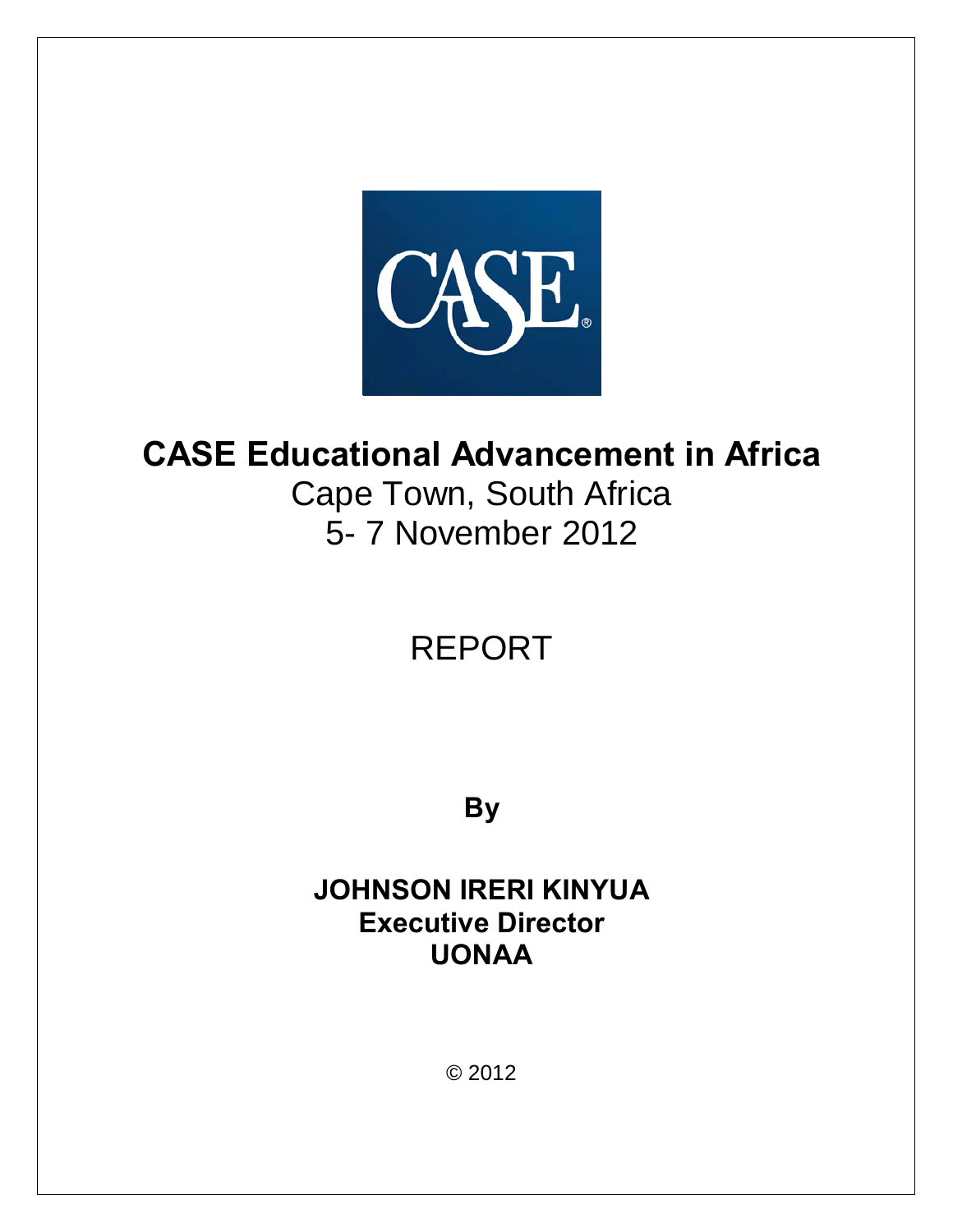# CASE Educational Advancement in Africa

Cape Town, South Africa

5- 7 November 2012

REPORT

**By**

**JOHNSON IRERI KINYUA**
**Executive Director**
**UONAA**

© 2012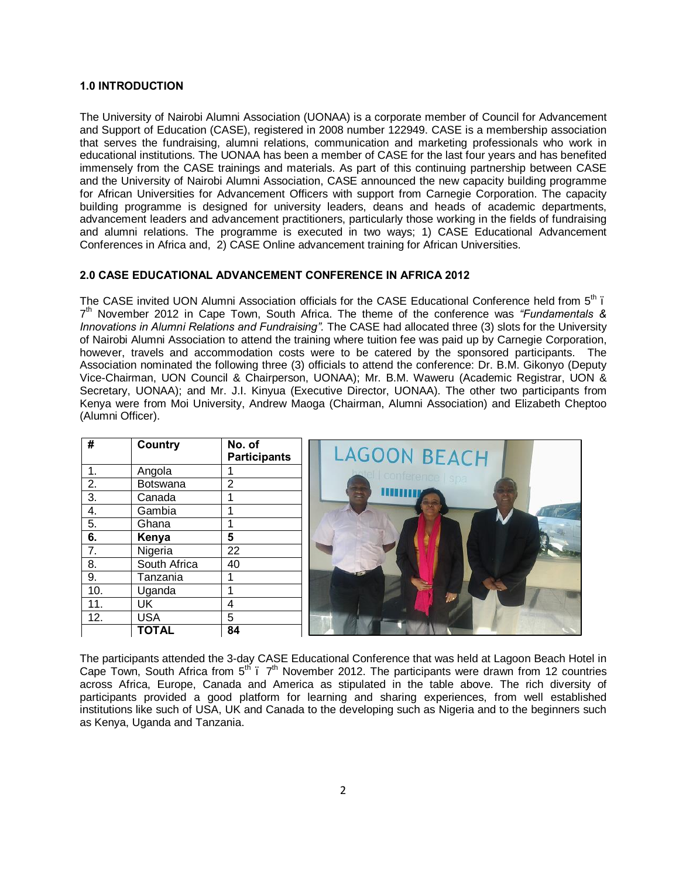## 1.0 INTRODUCTION

The University of Nairobi Alumni Association (UONAA) is a corporate member of Council for Advancement and Support of Education (CASE), registered in 2008 number 122949. CASE is a membership association that serves the fundraising, alumni relations, communication and marketing professionals who work in educational institutions. The UONAA has been a member of CASE for the last four years and has benefited immensely from the CASE trainings and materials. As part of this continuing partnership between CASE and the University of Nairobi Alumni Association, CASE announced the new capacity building programme for African Universities for Advancement Officers with support from Carnegie Corporation. The capacity building programme is designed for university leaders, deans and heads of academic departments, advancement leaders and advancement practitioners, particularly those working in the fields of fundraising and alumni relations. The programme is executed in two ways; 1) CASE Educational Advancement Conferences in Africa and, 2) CASE Online advancement training for African Universities.

## 2.0 CASE EDUCATIONAL ADVANCEMENT CONFERENCE IN AFRICA 2012

The CASE invited UON Alumni Association officials for the CASE Educational Conference held from 5th – 7th November 2012 in Cape Town, South Africa. The theme of the conference was *"Fundamentals & Innovations in Alumni Relations and Fundraising".* The CASE had allocated three (3) slots for the University of Nairobi Alumni Association to attend the training where tuition fee was paid up by Carnegie Corporation, however, travels and accommodation costs were to be catered by the sponsored participants. The Association nominated the following three (3) officials to attend the conference: Dr. B.M. Gikonyo (Deputy Vice-Chairman, UON Council & Chairperson, UONAA); Mr. B.M. Waweru (Academic Registrar, UON & Secretary, UONAA); and Mr. J.I. Kinyua (Executive Director, UONAA). The other two participants from Kenya were from Moi University, Andrew Maoga (Chairman, Alumni Association) and Elizabeth Cheptoo (Alumni Officer).

| # | Country | No. of Participants |
|---|---|---|
| 1. | Angola | 1 |
| 2. | Botswana | 2 |
| 3. | Canada | 1 |
| 4. | Gambia | 1 |
| 5. | Ghana | 1 |
| **6.** | **Kenya** | **5** |
| 7. | Nigeria | 22 |
| 8. | South Africa | 40 |
| 9. | Tanzania | 1 |
| 10. | Uganda | 1 |
| 11. | UK | 4 |
| 12. | USA | 5 |
| | **TOTAL** | **84** |

The participants attended the 3-day CASE Educational Conference that was held at Lagoon Beach Hotel in Cape Town, South Africa from 5th – 7th November 2012. The participants were drawn from 12 countries across Africa, Europe, Canada and America as stipulated in the table above. The rich diversity of participants provided a good platform for learning and sharing experiences, from well established institutions like such of USA, UK and Canada to the developing such as Nigeria and to the beginners such as Kenya, Uganda and Tanzania.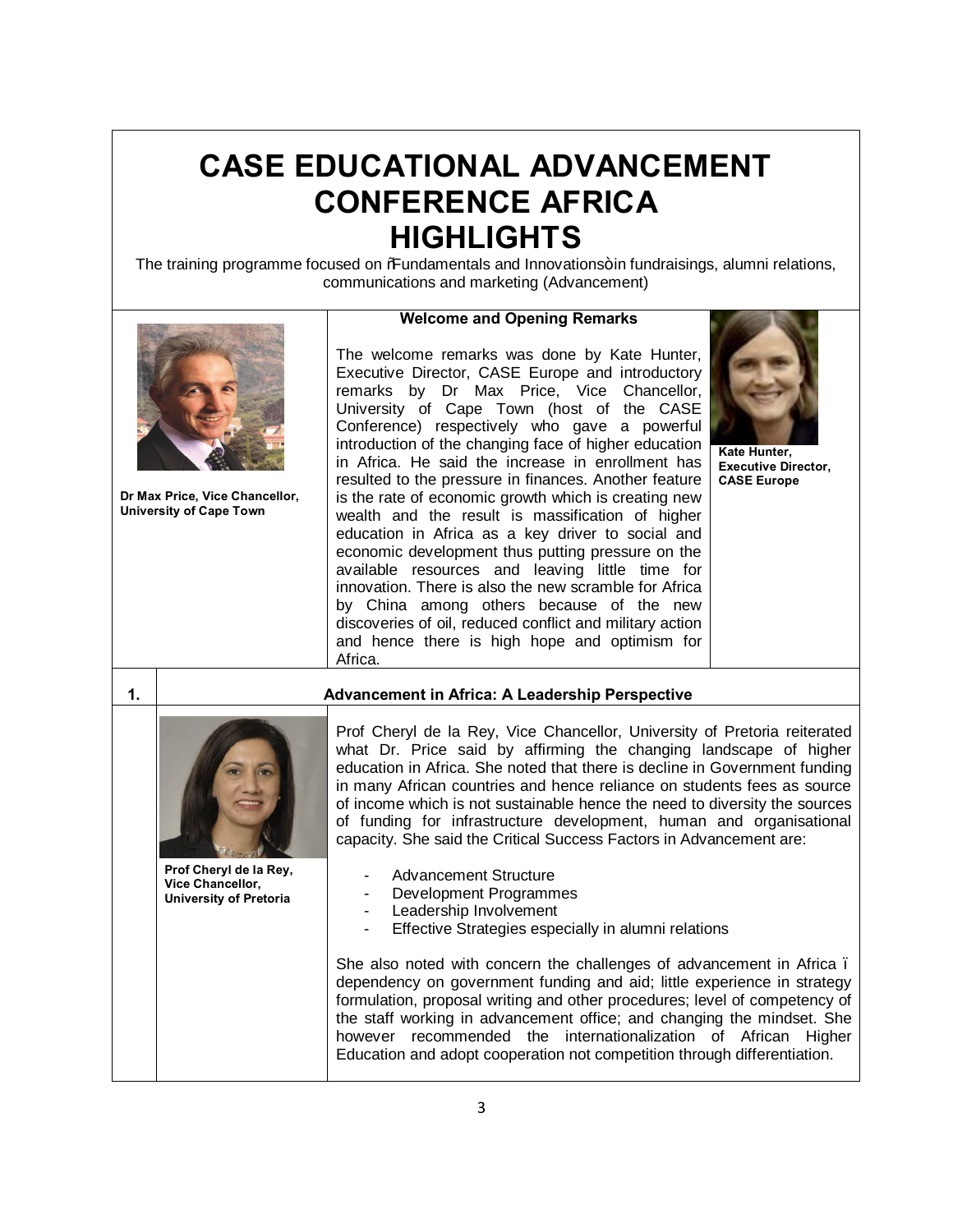# CASE EDUCATIONAL ADVANCEMENT CONFERENCE AFRICA HIGHLIGHTS

The training programme focused on ñFundamentals and Innovationsòin fundraisings, alumni relations, communications and marketing (Advancement)

### Welcome and Opening Remarks

**Dr Max Price, Vice Chancellor, University of Cape Town**

**Kate Hunter, Executive Director, CASE Europe**

The welcome remarks was done by Kate Hunter, Executive Director, CASE Europe and introductory remarks by Dr Max Price, Vice Chancellor, University of Cape Town (host of the CASE Conference) respectively who gave a powerful introduction of the changing face of higher education in Africa. He said the increase in enrollment has resulted to the pressure in finances. Another feature is the rate of economic growth which is creating new wealth and the result is massification of higher education in Africa as a key driver to social and economic development thus putting pressure on the available resources and leaving little time for innovation. There is also the new scramble for Africa by China among others because of the new discoveries of oil, reduced conflict and military action and hence there is high hope and optimism for Africa.

### 1. Advancement in Africa: A Leadership Perspective

**Prof Cheryl de la Rey, Vice Chancellor, University of Pretoria**

Prof Cheryl de la Rey, Vice Chancellor, University of Pretoria reiterated what Dr. Price said by affirming the changing landscape of higher education in Africa. She noted that there is decline in Government funding in many African countries and hence reliance on students fees as source of income which is not sustainable hence the need to diversity the sources of funding for infrastructure development, human and organisational capacity. She said the Critical Success Factors in Advancement are:

- Advancement Structure
- Development Programmes
- Leadership Involvement
- Effective Strategies especially in alumni relations

She also noted with concern the challenges of advancement in Africa ï dependency on government funding and aid; little experience in strategy formulation, proposal writing and other procedures; level of competency of the staff working in advancement office; and changing the mindset. She however recommended the internationalization of African Higher Education and adopt cooperation not competition through differentiation.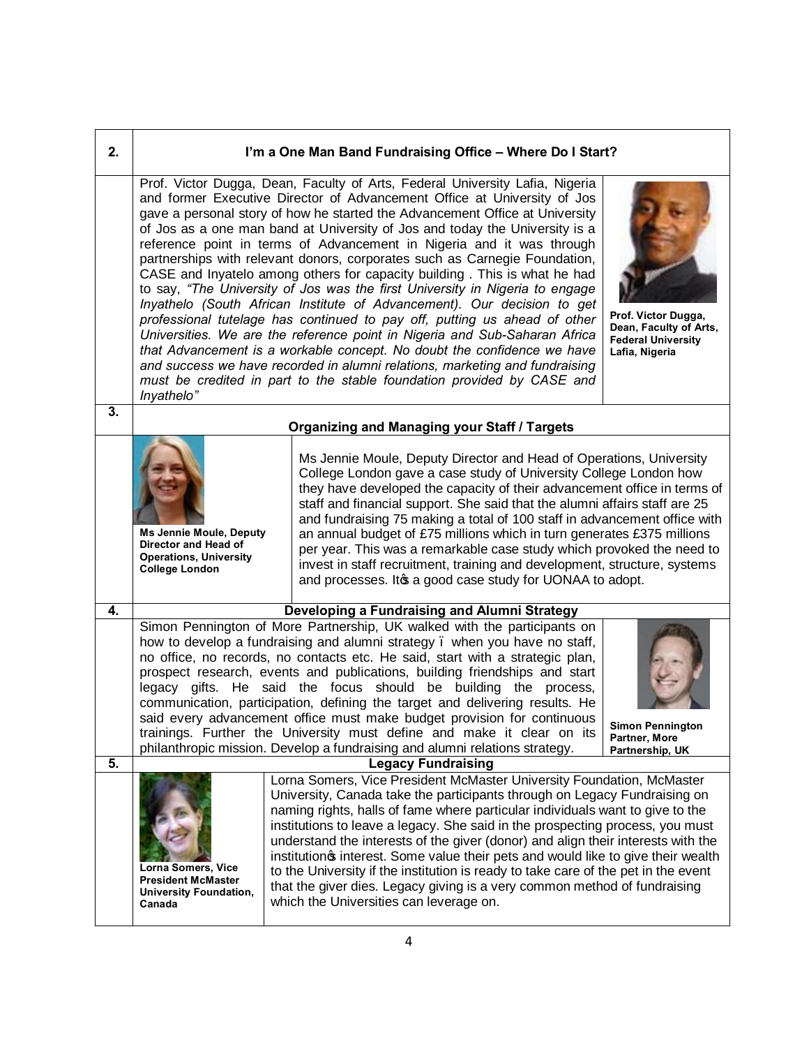| | |
|---|---|
| **2.** | **I'm a One Man Band Fundraising Office – Where Do I Start?** |
| | Prof. Victor Dugga, Dean, Faculty of Arts, Federal University Lafia, Nigeria and former Executive Director of Advancement Office at University of Jos gave a personal story of how he started the Advancement Office at University of Jos as a one man band at University of Jos and today the University is a reference point in terms of Advancement in Nigeria and it was through partnerships with relevant donors, corporates such as Carnegie Foundation, CASE and Inyatelo among others for capacity building . This is what he had to say, *"The University of Jos was the first University in Nigeria to engage Inyathelo (South African Institute of Advancement). Our decision to get professional tutelage has continued to pay off, putting us ahead of other Universities. We are the reference point in Nigeria and Sub-Saharan Africa that Advancement is a workable concept. No doubt the confidence we have and success we have recorded in alumni relations, marketing and fundraising must be credited in part to the stable foundation provided by CASE and Inyathelo"* — **Prof. Victor Dugga, Dean, Faculty of Arts, Federal University Lafia, Nigeria** |
| **3.** | **Organizing and Managing your Staff / Targets** |
| | **Ms Jennie Moule, Deputy Director and Head of Operations, University College London** — Ms Jennie Moule, Deputy Director and Head of Operations, University College London gave a case study of University College London how they have developed the capacity of their advancement office in terms of staff and financial support. She said that the alumni affairs staff are 25 and fundraising 75 making a total of 100 staff in advancement office with an annual budget of £75 millions which in turn generates £375 millions per year. This was a remarkable case study which provoked the need to invest in staff recruitment, training and development, structure, systems and processes. It's a good case study for UONAA to adopt. |
| **4.** | **Developing a Fundraising and Alumni Strategy** |
| | Simon Pennington of More Partnership, UK walked with the participants on how to develop a fundraising and alumni strategy – when you have no staff, no office, no records, no contacts etc. He said, start with a strategic plan, prospect research, events and publications, building friendships and start legacy gifts. He said the focus should be building the process, communication, participation, defining the target and delivering results. He said every advancement office must make budget provision for continuous trainings. Further the University must define and make it clear on its philanthropic mission. Develop a fundraising and alumni relations strategy. — **Simon Pennington Partner, More Partnership, UK** |
| **5.** | **Legacy Fundraising** |
| | **Lorna Somers, Vice President McMaster University Foundation, Canada** — Lorna Somers, Vice President McMaster University Foundation, McMaster University, Canada take the participants through on Legacy Fundraising on naming rights, halls of fame where particular individuals want to give to the institutions to leave a legacy. She said in the prospecting process, you must understand the interests of the giver (donor) and align their interests with the institution's interest. Some value their pets and would like to give their wealth to the University if the institution is ready to take care of the pet in the event that the giver dies. Legacy giving is a very common method of fundraising which the Universities can leverage on. |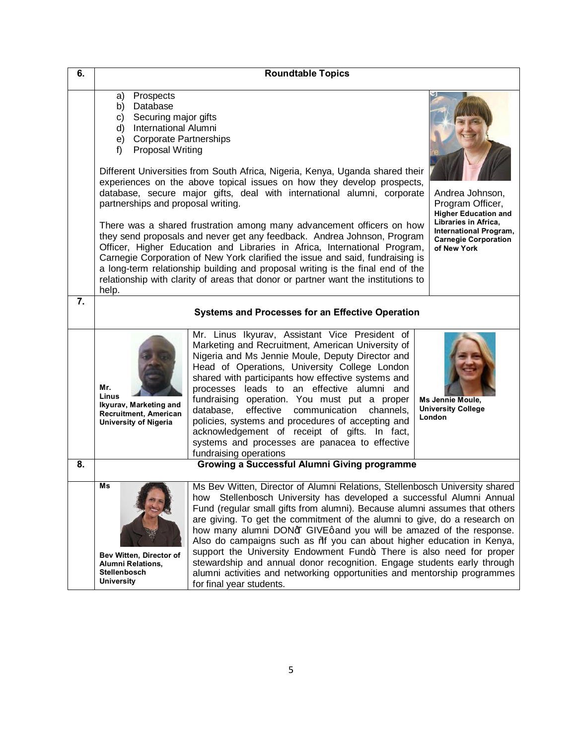| | |
|---|---|
| **6.** | **Roundtable Topics** |
| | a) Prospects<br>b) Database<br>c) Securing major gifts<br>d) International Alumni<br>e) Corporate Partnerships<br>f) Proposal Writing<br><br>Different Universities from South Africa, Nigeria, Kenya, Uganda shared their experiences on the above topical issues on how they develop prospects, database, secure major gifts, deal with international alumni, corporate partnerships and proposal writing.<br><br>There was a shared frustration among many advancement officers on how they send proposals and never get any feedback. Andrea Johnson, Program Officer, Higher Education and Libraries in Africa, International Program, Carnegie Corporation of New York clarified the issue and said, fundraising is a long-term relationship building and proposal writing is the final end of the relationship with clarity of areas that donor or partner want the institutions to help.<br><br>Andrea Johnson, Program Officer, **Higher Education and Libraries in Africa, International Program, Carnegie Corporation of New York** |
| **7.** | **Systems and Processes for an Effective Operation** |
| | **Mr. Linus Ikyurav, Marketing and Recruitment, American University of Nigeria**<br><br>Mr. Linus Ikyurav, Assistant Vice President of Marketing and Recruitment, American University of Nigeria and Ms Jennie Moule, Deputy Director and Head of Operations, University College London shared with participants how effective systems and processes leads to an effective alumni and fundraising operation. You must put a proper database, effective communication channels, policies, systems and procedures of accepting and acknowledgement of receipt of gifts. In fact, systems and processes are panacea to effective fundraising operations<br><br>**Ms Jennie Moule, University College London** |
| **8.** | **Growing a Successful Alumni Giving programme** |
| | **Ms Bev Witten, Director of Alumni Relations, Stellenbosch University**<br><br>Ms Bev Witten, Director of Alumni Relations, Stellenbosch University shared how Stellenbosch University has developed a successful Alumni Annual Fund (regular small gifts from alumni). Because alumni assumes that others are giving. To get the commitment of the alumni to give, do a research on how many alumni DONŏT GIVEô and you will be amazed of the response. Also do campaigns such as ŏIf you can about higher education in Kenya, support the University Endowment Fundö. There is also need for proper stewardship and annual donor recognition. Engage students early through alumni activities and networking opportunities and mentorship programmes for final year students. |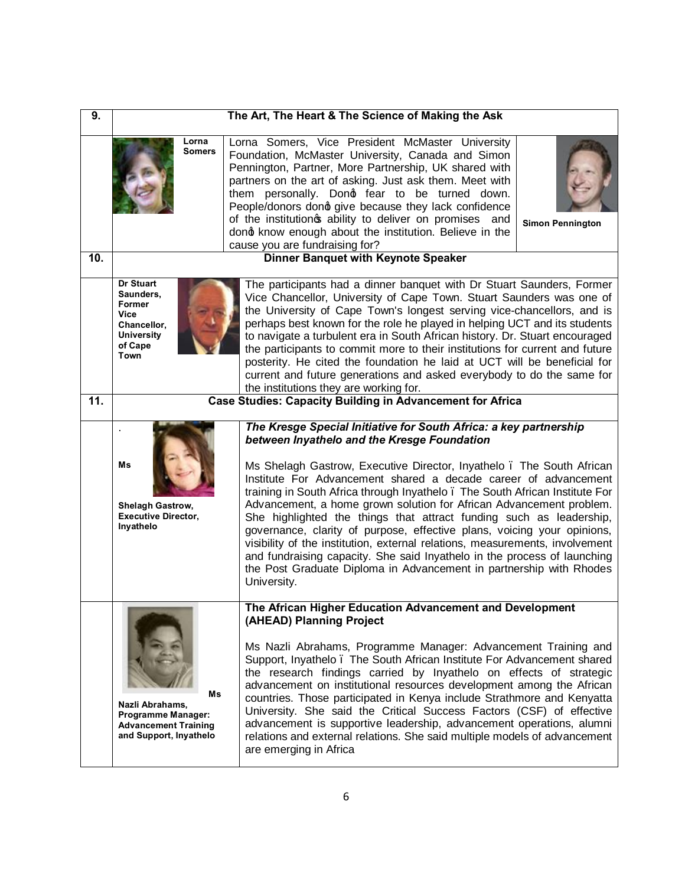| | | | |
|---|---|---|---|
| **9.** | **The Art, The Heart & The Science of Making the Ask** | | |
| | **Lorna Somers** | Lorna Somers, Vice President McMaster University Foundation, McMaster University, Canada and Simon Pennington, Partner, More Partnership, UK shared with partners on the art of asking. Just ask them. Meet with them personally. Donď fear to be turned down. People/donors donď give because they lack confidence of the institutionœ ability to deliver on promises and donď know enough about the institution. Believe in the cause you are fundraising for? | **Simon Pennington** |
| **10.** | **Dinner Banquet with Keynote Speaker** | | |
| | **Dr Stuart Saunders, Former Vice Chancellor, University of Cape Town** | The participants had a dinner banquet with Dr Stuart Saunders, Former Vice Chancellor, University of Cape Town. Stuart Saunders was one of the University of Cape Town's longest serving vice-chancellors, and is perhaps best known for the role he played in helping UCT and its students to navigate a turbulent era in South African history. Dr. Stuart encouraged the participants to commit more to their institutions for current and future posterity. He cited the foundation he laid at UCT will be beneficial for current and future generations and asked everybody to do the same for the institutions they are working for. | |
| **11.** | **Case Studies: Capacity Building in Advancement for Africa** | | |
| | . **Ms Shelagh Gastrow, Executive Director, Inyathelo** | ***The Kresge Special Initiative for South Africa: a key partnership between Inyathelo and the Kresge Foundation***<br><br>Ms Shelagh Gastrow, Executive Director, Inyathelo – The South African Institute For Advancement shared a decade career of advancement training in South Africa through Inyathelo – The South African Institute For Advancement, a home grown solution for African Advancement problem. She highlighted the things that attract funding such as leadership, governance, clarity of purpose, effective plans, voicing your opinions, visibility of the institution, external relations, measurements, involvement and fundraising capacity. She said Inyathelo in the process of launching the Post Graduate Diploma in Advancement in partnership with Rhodes University. | |
| | **Ms Nazli Abrahams, Programme Manager: Advancement Training and Support, Inyathelo** | **The African Higher Education Advancement and Development (AHEAD) Planning Project**<br><br>Ms Nazli Abrahams, Programme Manager: Advancement Training and Support, Inyathelo – The South African Institute For Advancement shared the research findings carried by Inyathelo on effects of strategic advancement on institutional resources development among the African countries. Those participated in Kenya include Strathmore and Kenyatta University. She said the Critical Success Factors (CSF) of effective advancement is supportive leadership, advancement operations, alumni relations and external relations. She said multiple models of advancement are emerging in Africa | |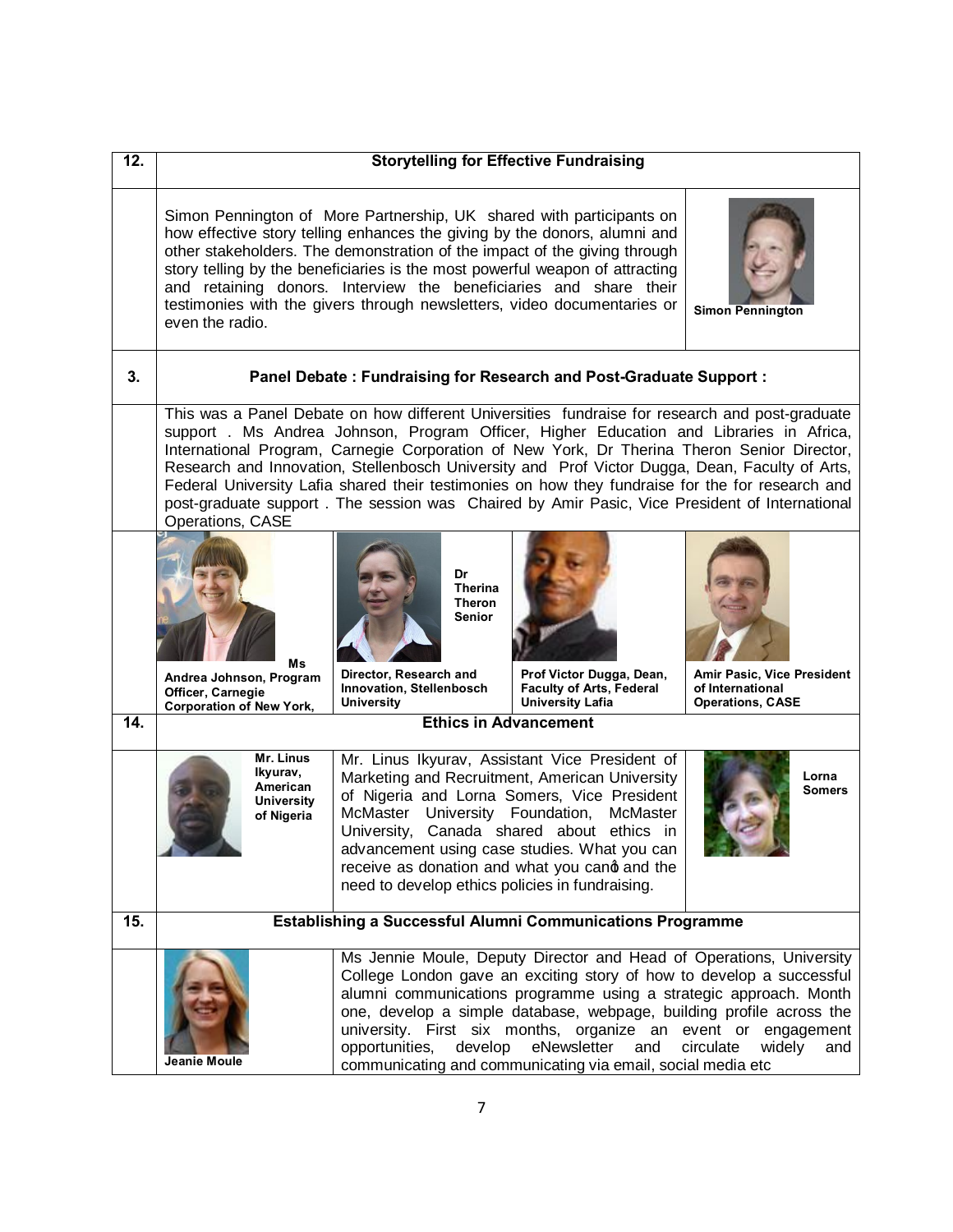| | |
|---|---|
| **12.** | **Storytelling for Effective Fundraising** |
| | Simon Pennington of More Partnership, UK shared with participants on how effective story telling enhances the giving by the donors, alumni and other stakeholders. The demonstration of the impact of the giving through story telling by the beneficiaries is the most powerful weapon of attracting and retaining donors. Interview the beneficiaries and share their testimonies with the givers through newsletters, video documentaries or even the radio. **Simon Pennington** |
| **3.** | **Panel Debate : Fundraising for Research and Post-Graduate Support :** |
| | This was a Panel Debate on how different Universities fundraise for research and post-graduate support . Ms Andrea Johnson, Program Officer, Higher Education and Libraries in Africa, International Program, Carnegie Corporation of New York, Dr Therina Theron Senior Director, Research and Innovation, Stellenbosch University and Prof Victor Dugga, Dean, Faculty of Arts, Federal University Lafia shared their testimonies on how they fundraise for the for research and post-graduate support . The session was Chaired by Amir Pasic, Vice President of International Operations, CASE |
| | **Ms Andrea Johnson, Program Officer, Carnegie Corporation of New York,** / **Dr Therina Theron Senior Director, Research and Innovation, Stellenbosch University** / **Prof Victor Dugga, Dean, Faculty of Arts, Federal University Lafia** / **Amir Pasic, Vice President of International Operations, CASE** |
| **14.** | **Ethics in Advancement** |
| | **Mr. Linus Ikyurav, American University of Nigeria** Mr. Linus Ikyurav, Assistant Vice President of Marketing and Recruitment, American University of Nigeria and Lorna Somers, Vice President McMaster University Foundation, McMaster University, Canada shared about ethics in advancement using case studies. What you can receive as donation and what you cand and the need to develop ethics policies in fundraising. **Lorna Somers** |
| **15.** | **Establishing a Successful Alumni Communications Programme** |
| | **Jeanie Moule** Ms Jennie Moule, Deputy Director and Head of Operations, University College London gave an exciting story of how to develop a successful alumni communications programme using a strategic approach. Month one, develop a simple database, webpage, building profile across the university. First six months, organize an event or engagement opportunities, develop eNewsletter and circulate widely and communicating and communicating via email, social media etc |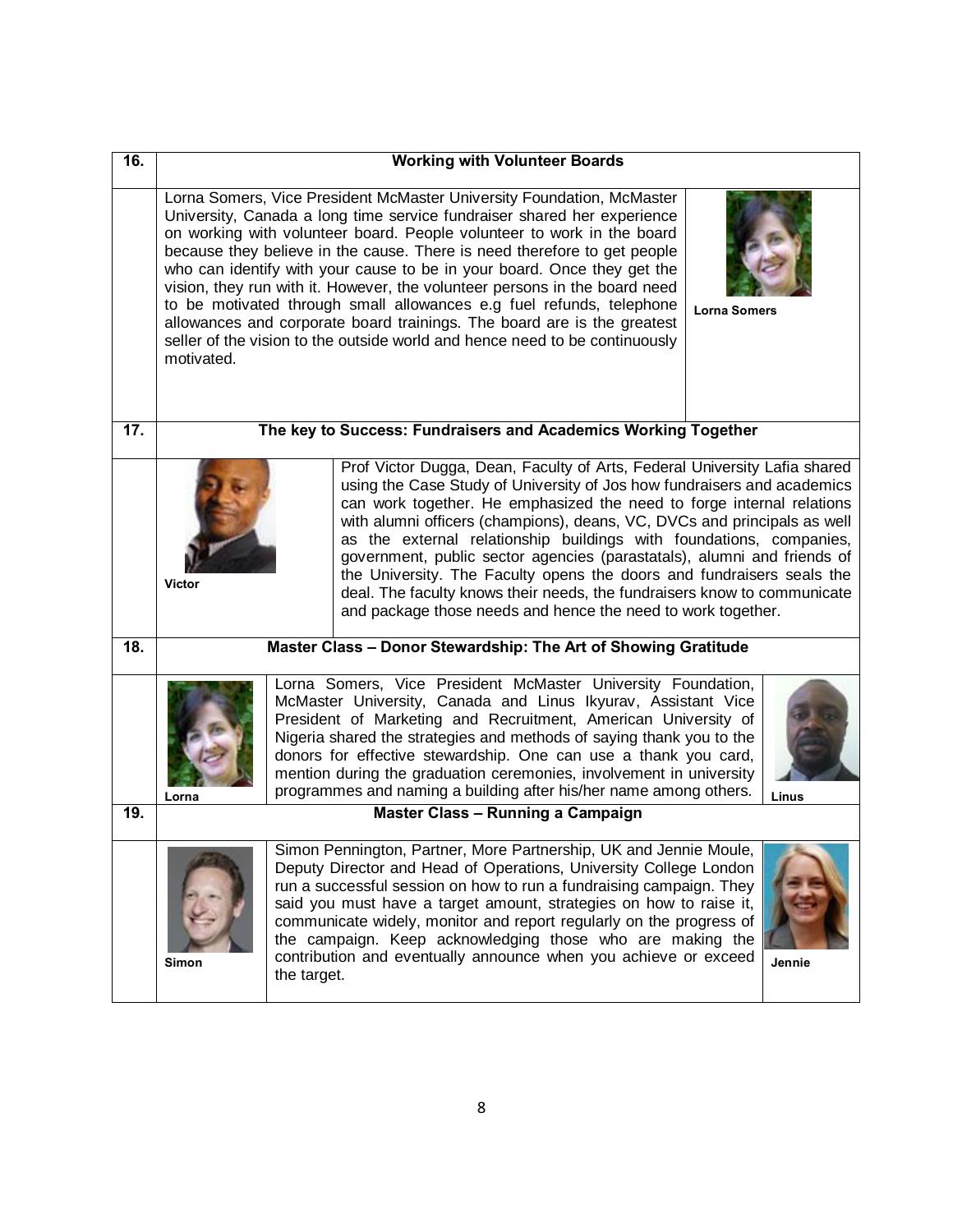| | |
|---|---|
| **16.** | **Working with Volunteer Boards** |
| | Lorna Somers, Vice President McMaster University Foundation, McMaster University, Canada a long time service fundraiser shared her experience on working with volunteer board. People volunteer to work in the board because they believe in the cause. There is need therefore to get people who can identify with your cause to be in your board. Once they get the vision, they run with it. However, the volunteer persons in the board need to be motivated through small allowances e.g fuel refunds, telephone allowances and corporate board trainings. The board are is the greatest seller of the vision to the outside world and hence need to be continuously motivated. **Lorna Somers** |
| **17.** | **The key to Success: Fundraisers and Academics Working Together** |
| | **Victor** Prof Victor Dugga, Dean, Faculty of Arts, Federal University Lafia shared using the Case Study of University of Jos how fundraisers and academics can work together. He emphasized the need to forge internal relations with alumni officers (champions), deans, VC, DVCs and principals as well as the external relationship buildings with foundations, companies, government, public sector agencies (parastatals), alumni and friends of the University. The Faculty opens the doors and fundraisers seals the deal. The faculty knows their needs, the fundraisers know to communicate and package those needs and hence the need to work together. |
| **18.** | **Master Class – Donor Stewardship: The Art of Showing Gratitude** |
| | **Lorna** Lorna Somers, Vice President McMaster University Foundation, McMaster University, Canada and Linus Ikyurav, Assistant Vice President of Marketing and Recruitment, American University of Nigeria shared the strategies and methods of saying thank you to the donors for effective stewardship. One can use a thank you card, mention during the graduation ceremonies, involvement in university programmes and naming a building after his/her name among others. **Linus** |
| **19.** | **Master Class – Running a Campaign** |
| | **Simon** Simon Pennington, Partner, More Partnership, UK and Jennie Moule, Deputy Director and Head of Operations, University College London run a successful session on how to run a fundraising campaign. They said you must have a target amount, strategies on how to raise it, communicate widely, monitor and report regularly on the progress of the campaign. Keep acknowledging those who are making the contribution and eventually announce when you achieve or exceed the target. **Jennie** |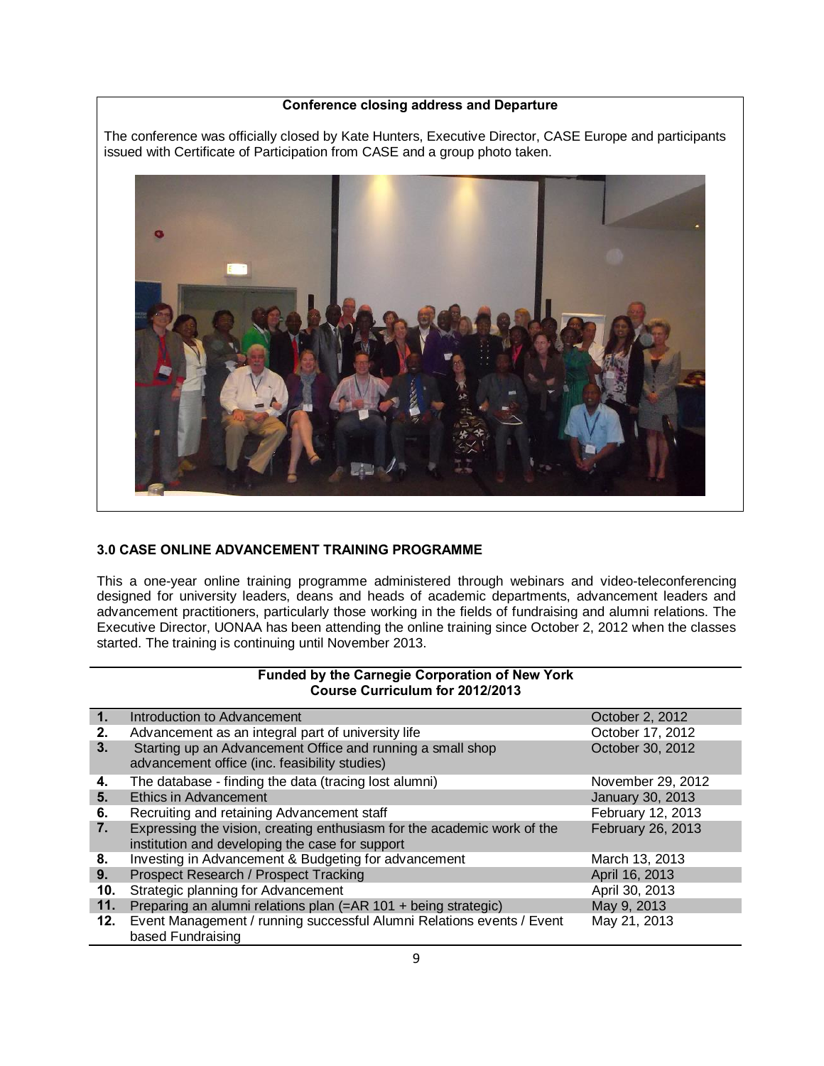**Conference closing address and Departure**

The conference was officially closed by Kate Hunters, Executive Director, CASE Europe and participants issued with Certificate of Participation from CASE and a group photo taken.

### 3.0 CASE ONLINE ADVANCEMENT TRAINING PROGRAMME

This a one-year online training programme administered through webinars and video-teleconferencing designed for university leaders, deans and heads of academic departments, advancement leaders and advancement practitioners, particularly those working in the fields of fundraising and alumni relations. The Executive Director, UONAA has been attending the online training since October 2, 2012 when the classes started. The training is continuing until November 2013.

**Funded by the Carnegie Corporation of New York**
**Course Curriculum for 2012/2013**

| | | |
|---|---|---|
| **1.** | Introduction to Advancement | October 2, 2012 |
| **2.** | Advancement as an integral part of university life | October 17, 2012 |
| **3.** | Starting up an Advancement Office and running a small shop advancement office (inc. feasibility studies) | October 30, 2012 |
| **4.** | The database - finding the data (tracing lost alumni) | November 29, 2012 |
| **5.** | Ethics in Advancement | January 30, 2013 |
| **6.** | Recruiting and retaining Advancement staff | February 12, 2013 |
| **7.** | Expressing the vision, creating enthusiasm for the academic work of the institution and developing the case for support | February 26, 2013 |
| **8.** | Investing in Advancement & Budgeting for advancement | March 13, 2013 |
| **9.** | Prospect Research / Prospect Tracking | April 16, 2013 |
| **10.** | Strategic planning for Advancement | April 30, 2013 |
| **11.** | Preparing an alumni relations plan (=AR 101 + being strategic) | May 9, 2013 |
| **12.** | Event Management / running successful Alumni Relations events / Event based Fundraising | May 21, 2013 |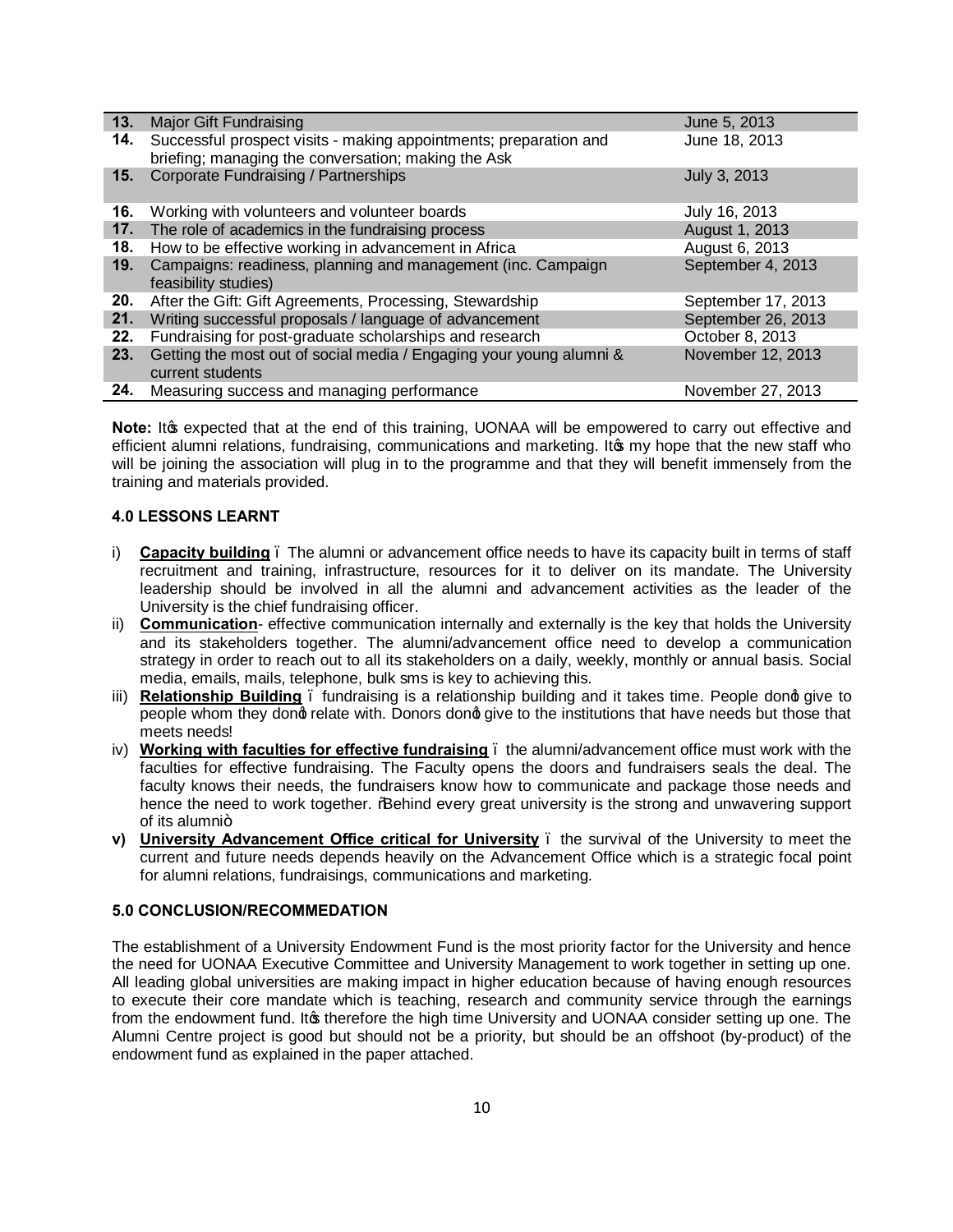| | | |
|---|---|---|
| **13.** | Major Gift Fundraising | June 5, 2013 |
| **14.** | Successful prospect visits - making appointments; preparation and briefing; managing the conversation; making the Ask | June 18, 2013 |
| **15.** | Corporate Fundraising / Partnerships | July 3, 2013 |
| **16.** | Working with volunteers and volunteer boards | July 16, 2013 |
| **17.** | The role of academics in the fundraising process | August 1, 2013 |
| **18.** | How to be effective working in advancement in Africa | August 6, 2013 |
| **19.** | Campaigns: readiness, planning and management (inc. Campaign feasibility studies) | September 4, 2013 |
| **20.** | After the Gift: Gift Agreements, Processing, Stewardship | September 17, 2013 |
| **21.** | Writing successful proposals / language of advancement | September 26, 2013 |
| **22.** | Fundraising for post-graduate scholarships and research | October 8, 2013 |
| **23.** | Getting the most out of social media / Engaging your young alumni & current students | November 12, 2013 |
| **24.** | Measuring success and managing performance | November 27, 2013 |

**Note:** It's expected that at the end of this training, UONAA will be empowered to carry out effective and efficient alumni relations, fundraising, communications and marketing. It's my hope that the new staff who will be joining the association will plug in to the programme and that they will benefit immensely from the training and materials provided.

#### 4.0 LESSONS LEARNT

i) **Capacity building** – The alumni or advancement office needs to have its capacity built in terms of staff recruitment and training, infrastructure, resources for it to deliver on its mandate. The University leadership should be involved in all the alumni and advancement activities as the leader of the University is the chief fundraising officer.

ii) **Communication**- effective communication internally and externally is the key that holds the University and its stakeholders together. The alumni/advancement office need to develop a communication strategy in order to reach out to all its stakeholders on a daily, weekly, monthly or annual basis. Social media, emails, mails, telephone, bulk sms is key to achieving this.

iii) **Relationship Building** – fundraising is a relationship building and it takes time. People don't give to people whom they don't relate with. Donors don't give to the institutions that have needs but those that meets needs!

iv) **Working with faculties for effective fundraising** – the alumni/advancement office must work with the faculties for effective fundraising. The Faculty opens the doors and fundraisers seals the deal. The faculty knows their needs, the fundraisers know how to communicate and package those needs and hence the need to work together. "Behind every great university is the strong and unwavering support of its alumni"

**v)** **University Advancement Office critical for University** – the survival of the University to meet the current and future needs depends heavily on the Advancement Office which is a strategic focal point for alumni relations, fundraisings, communications and marketing.

#### 5.0 CONCLUSION/RECOMMEDATION

The establishment of a University Endowment Fund is the most priority factor for the University and hence the need for UONAA Executive Committee and University Management to work together in setting up one. All leading global universities are making impact in higher education because of having enough resources to execute their core mandate which is teaching, research and community service through the earnings from the endowment fund. It's therefore the high time University and UONAA consider setting up one. The Alumni Centre project is good but should not be a priority, but should be an offshoot (by-product) of the endowment fund as explained in the paper attached.